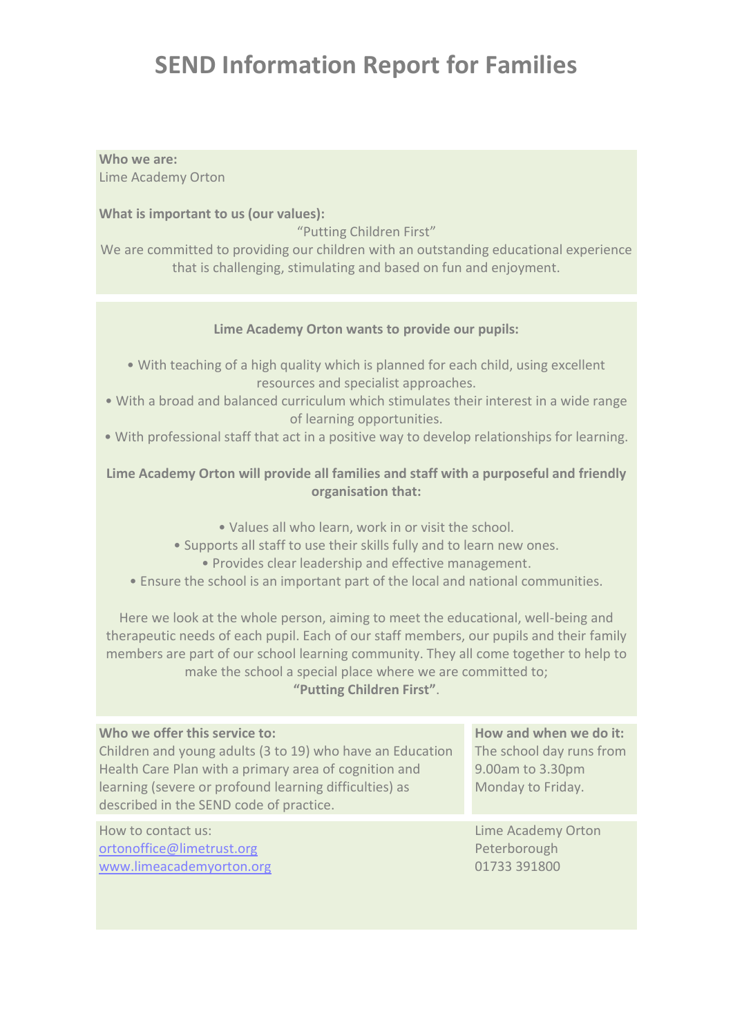# SEND Information Report for Families

**Who we are:**
Lime Academy Orton

**What is important to us (our values):**

"Putting Children First"

We are committed to providing our children with an outstanding educational experience that is challenging, stimulating and based on fun and enjoyment.

**Lime Academy Orton wants to provide our pupils:**

- With teaching of a high quality which is planned for each child, using excellent resources and specialist approaches.
- With a broad and balanced curriculum which stimulates their interest in a wide range of learning opportunities.
- With professional staff that act in a positive way to develop relationships for learning.

**Lime Academy Orton will provide all families and staff with a purposeful and friendly organisation that:**

- Values all who learn, work in or visit the school.
- Supports all staff to use their skills fully and to learn new ones.
- Provides clear leadership and effective management.
- Ensure the school is an important part of the local and national communities.

Here we look at the whole person, aiming to meet the educational, well-being and therapeutic needs of each pupil. Each of our staff members, our pupils and their family members are part of our school learning community. They all come together to help to make the school a special place where we are committed to;
**"Putting Children First"**.

**Who we offer this service to:**
Children and young adults (3 to 19) who have an Education Health Care Plan with a primary area of cognition and learning (severe or profound learning difficulties) as described in the SEND code of practice.

**How and when we do it:**
The school day runs from 9.00am to 3.30pm Monday to Friday.

How to contact us:
[ortonoffice@limetrust.org](mailto:ortonoffice@limetrust.org)
[www.limeacademyorton.org](http://www.limeacademyorton.org)

Lime Academy Orton
Peterborough
01733 391800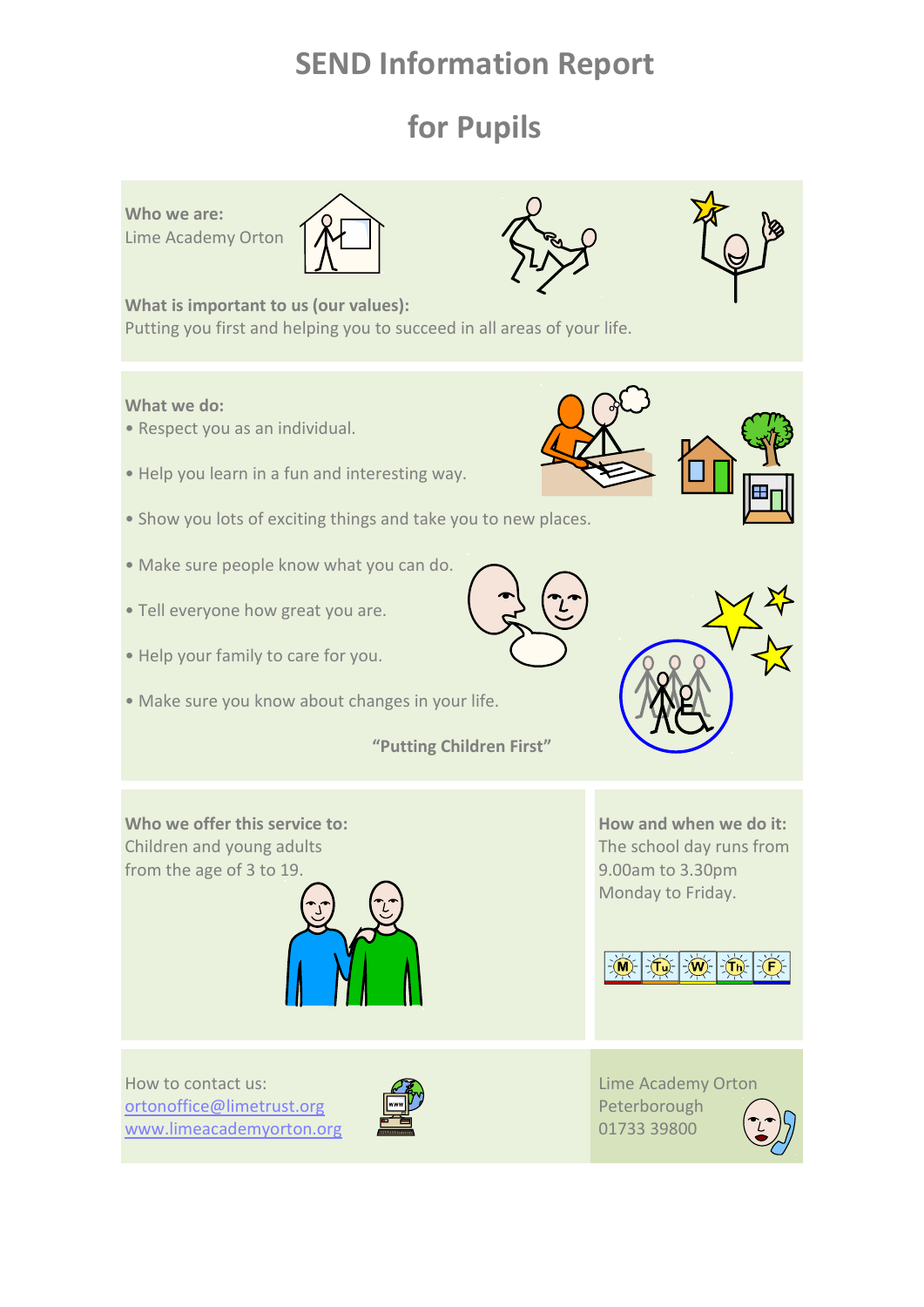# SEND Information Report

# for Pupils

**Who we are:**
Lime Academy Orton

**What is important to us (our values):**
Putting you first and helping you to succeed in all areas of your life.

**What we do:**

- Respect you as an individual.
- Help you learn in a fun and interesting way.
- Show you lots of exciting things and take you to new places.
- Make sure people know what you can do.
- Tell everyone how great you are.
- Help your family to care for you.
- Make sure you know about changes in your life.

**"Putting Children First"**

**Who we offer this service to:**
Children and young adults from the age of 3 to 19.

**How and when we do it:**
The school day runs from 9.00am to 3.30pm Monday to Friday.

How to contact us:
[ortonoffice@limetrust.org](mailto:ortonoffice@limetrust.org)
[www.limeacademyorton.org](http://www.limeacademyorton.org)

Lime Academy Orton
Peterborough
01733 39800